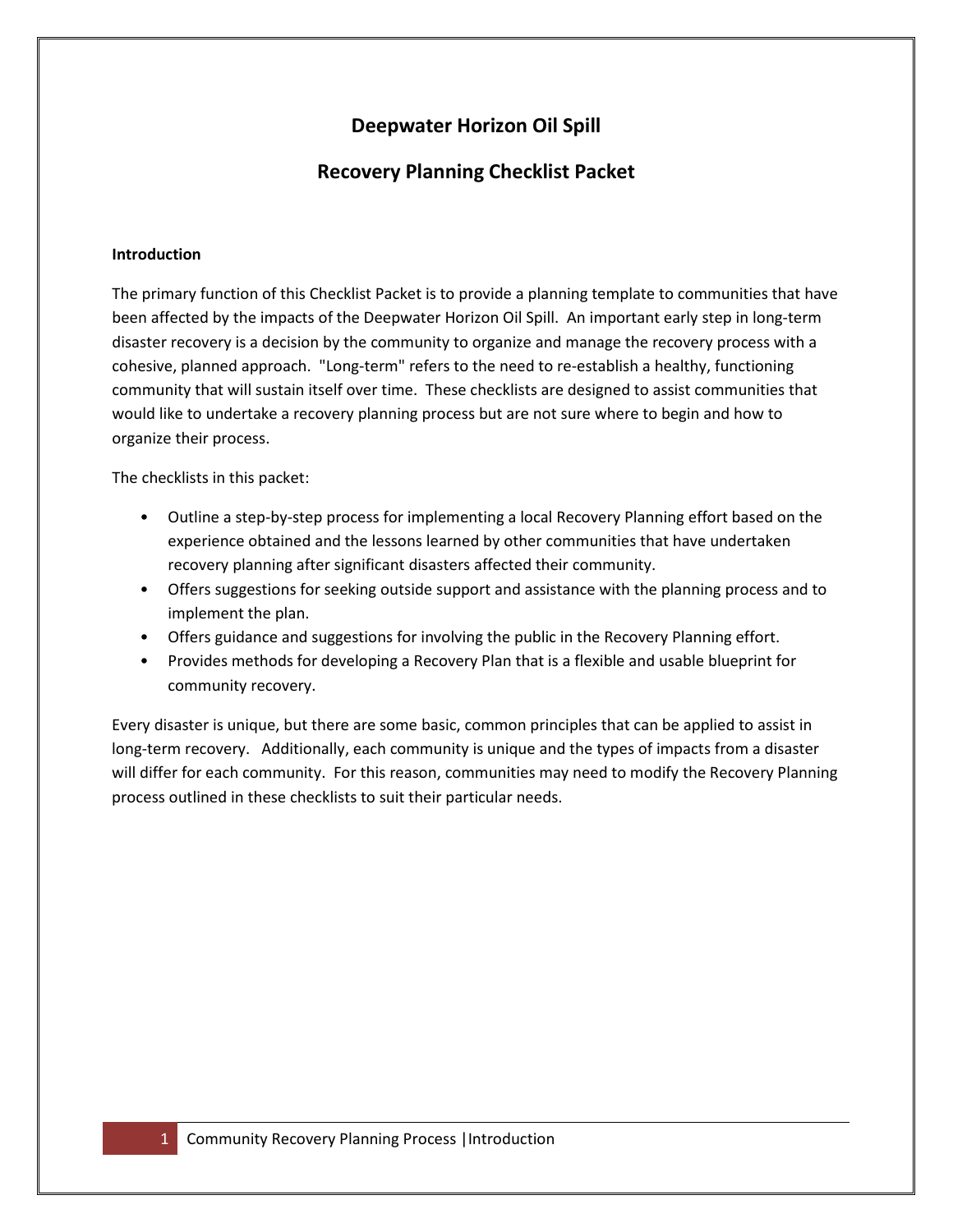# Deepwater Horizon Oil Spill

## Recovery Planning Checklist Packet

**Introduction**

The primary function of this Checklist Packet is to provide a planning template to communities that have been affected by the impacts of the Deepwater Horizon Oil Spill. An important early step in long-term disaster recovery is a decision by the community to organize and manage the recovery process with a cohesive, planned approach. "Long-term" refers to the need to re-establish a healthy, functioning community that will sustain itself over time. These checklists are designed to assist communities that would like to undertake a recovery planning process but are not sure where to begin and how to organize their process.

The checklists in this packet:

- Outline a step-by-step process for implementing a local Recovery Planning effort based on the experience obtained and the lessons learned by other communities that have undertaken recovery planning after significant disasters affected their community.
- Offers suggestions for seeking outside support and assistance with the planning process and to implement the plan.
- Offers guidance and suggestions for involving the public in the Recovery Planning effort.
- Provides methods for developing a Recovery Plan that is a flexible and usable blueprint for community recovery.

Every disaster is unique, but there are some basic, common principles that can be applied to assist in long-term recovery. Additionally, each community is unique and the types of impacts from a disaster will differ for each community. For this reason, communities may need to modify the Recovery Planning process outlined in these checklists to suit their particular needs.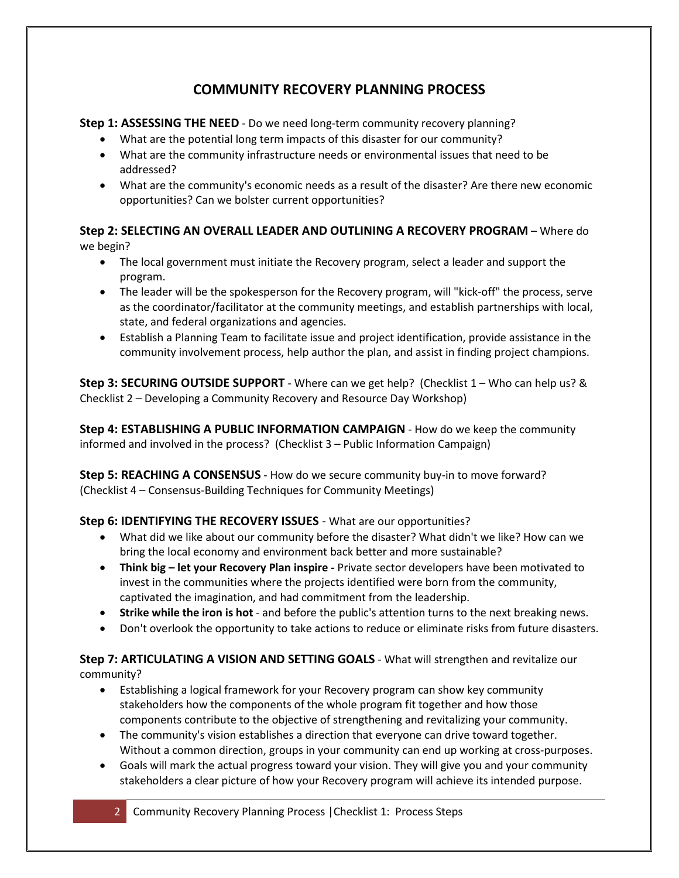# COMMUNITY RECOVERY PLANNING PROCESS

**Step 1: ASSESSING THE NEED** - Do we need long-term community recovery planning?

- What are the potential long term impacts of this disaster for our community?
- What are the community infrastructure needs or environmental issues that need to be addressed?
- What are the community's economic needs as a result of the disaster? Are there new economic opportunities? Can we bolster current opportunities?

**Step 2: SELECTING AN OVERALL LEADER AND OUTLINING A RECOVERY PROGRAM** – Where do we begin?

- The local government must initiate the Recovery program, select a leader and support the program.
- The leader will be the spokesperson for the Recovery program, will "kick-off" the process, serve as the coordinator/facilitator at the community meetings, and establish partnerships with local, state, and federal organizations and agencies.
- Establish a Planning Team to facilitate issue and project identification, provide assistance in the community involvement process, help author the plan, and assist in finding project champions.

**Step 3: SECURING OUTSIDE SUPPORT** - Where can we get help? (Checklist 1 – Who can help us? & Checklist 2 – Developing a Community Recovery and Resource Day Workshop)

**Step 4: ESTABLISHING A PUBLIC INFORMATION CAMPAIGN** - How do we keep the community informed and involved in the process? (Checklist 3 – Public Information Campaign)

**Step 5: REACHING A CONSENSUS** - How do we secure community buy-in to move forward? (Checklist 4 – Consensus-Building Techniques for Community Meetings)

**Step 6: IDENTIFYING THE RECOVERY ISSUES** - What are our opportunities?

- What did we like about our community before the disaster? What didn't we like? How can we bring the local economy and environment back better and more sustainable?
- **Think big – let your Recovery Plan inspire -** Private sector developers have been motivated to invest in the communities where the projects identified were born from the community, captivated the imagination, and had commitment from the leadership.
- **Strike while the iron is hot** - and before the public's attention turns to the next breaking news.
- Don't overlook the opportunity to take actions to reduce or eliminate risks from future disasters.

**Step 7: ARTICULATING A VISION AND SETTING GOALS** - What will strengthen and revitalize our community?

- Establishing a logical framework for your Recovery program can show key community stakeholders how the components of the whole program fit together and how those components contribute to the objective of strengthening and revitalizing your community.
- The community's vision establishes a direction that everyone can drive toward together. Without a common direction, groups in your community can end up working at cross-purposes.
- Goals will mark the actual progress toward your vision. They will give you and your community stakeholders a clear picture of how your Recovery program will achieve its intended purpose.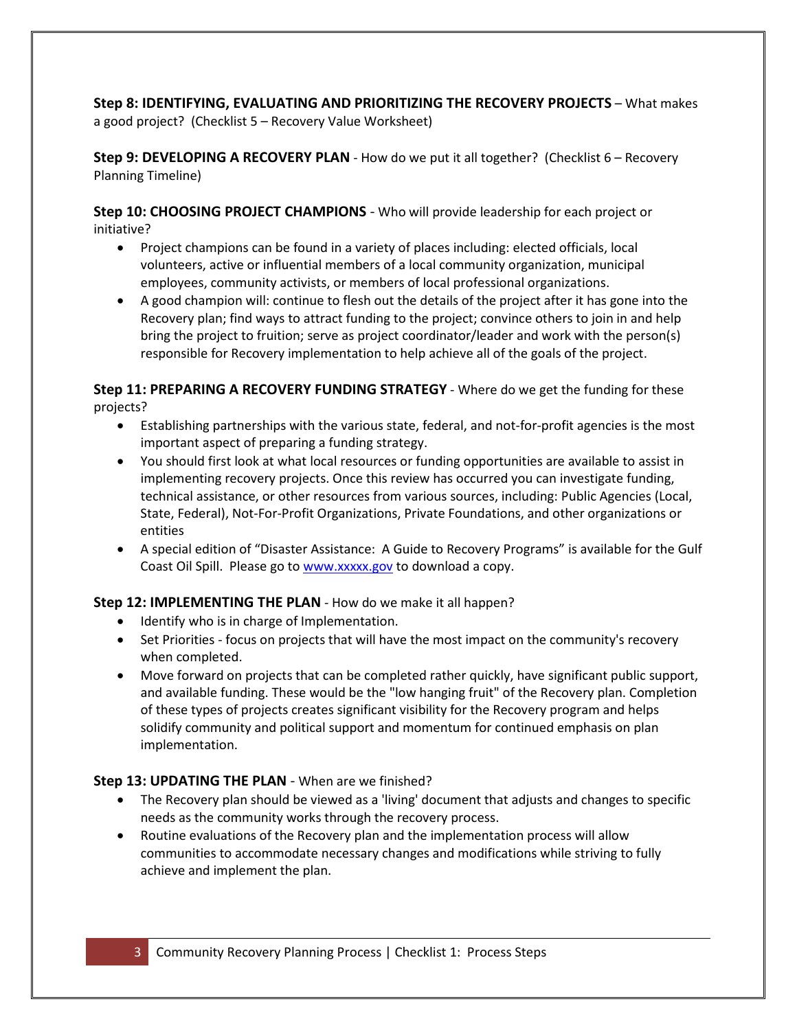**Step 8: IDENTIFYING, EVALUATING AND PRIORITIZING THE RECOVERY PROJECTS** – What makes a good project? (Checklist 5 – Recovery Value Worksheet)

**Step 9: DEVELOPING A RECOVERY PLAN** - How do we put it all together? (Checklist 6 – Recovery Planning Timeline)

**Step 10: CHOOSING PROJECT CHAMPIONS** - Who will provide leadership for each project or initiative?

- Project champions can be found in a variety of places including: elected officials, local volunteers, active or influential members of a local community organization, municipal employees, community activists, or members of local professional organizations.
- A good champion will: continue to flesh out the details of the project after it has gone into the Recovery plan; find ways to attract funding to the project; convince others to join in and help bring the project to fruition; serve as project coordinator/leader and work with the person(s) responsible for Recovery implementation to help achieve all of the goals of the project.

**Step 11: PREPARING A RECOVERY FUNDING STRATEGY** - Where do we get the funding for these projects?

- Establishing partnerships with the various state, federal, and not-for-profit agencies is the most important aspect of preparing a funding strategy.
- You should first look at what local resources or funding opportunities are available to assist in implementing recovery projects. Once this review has occurred you can investigate funding, technical assistance, or other resources from various sources, including: Public Agencies (Local, State, Federal), Not-For-Profit Organizations, Private Foundations, and other organizations or entities
- A special edition of "Disaster Assistance: A Guide to Recovery Programs" is available for the Gulf Coast Oil Spill. Please go to [www.xxxxx.gov](www.xxxxx.gov) to download a copy.

**Step 12: IMPLEMENTING THE PLAN** - How do we make it all happen?

- Identify who is in charge of Implementation.
- Set Priorities - focus on projects that will have the most impact on the community's recovery when completed.
- Move forward on projects that can be completed rather quickly, have significant public support, and available funding. These would be the "low hanging fruit" of the Recovery plan. Completion of these types of projects creates significant visibility for the Recovery program and helps solidify community and political support and momentum for continued emphasis on plan implementation.

**Step 13: UPDATING THE PLAN** - When are we finished?

- The Recovery plan should be viewed as a 'living' document that adjusts and changes to specific needs as the community works through the recovery process.
- Routine evaluations of the Recovery plan and the implementation process will allow communities to accommodate necessary changes and modifications while striving to fully achieve and implement the plan.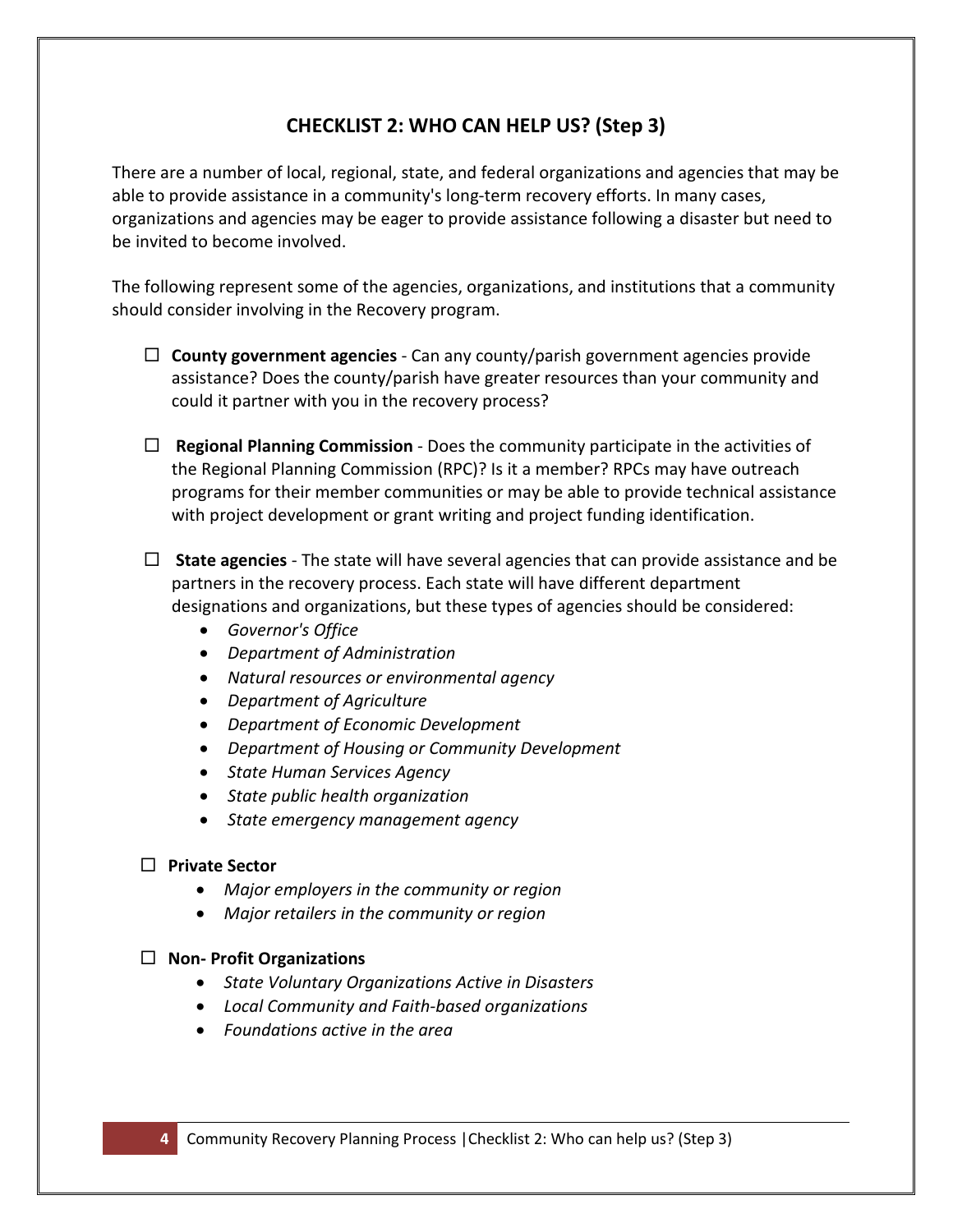## CHECKLIST 2: WHO CAN HELP US? (Step 3)

There are a number of local, regional, state, and federal organizations and agencies that may be able to provide assistance in a community's long-term recovery efforts. In many cases, organizations and agencies may be eager to provide assistance following a disaster but need to be invited to become involved.

The following represent some of the agencies, organizations, and institutions that a community should consider involving in the Recovery program.

- ☐ **County government agencies** - Can any county/parish government agencies provide assistance? Does the county/parish have greater resources than your community and could it partner with you in the recovery process?

- ☐ **Regional Planning Commission** - Does the community participate in the activities of the Regional Planning Commission (RPC)? Is it a member? RPCs may have outreach programs for their member communities or may be able to provide technical assistance with project development or grant writing and project funding identification.

- ☐ **State agencies** - The state will have several agencies that can provide assistance and be partners in the recovery process. Each state will have different department designations and organizations, but these types of agencies should be considered:
  - *Governor's Office*
  - *Department of Administration*
  - *Natural resources or environmental agency*
  - *Department of Agriculture*
  - *Department of Economic Development*
  - *Department of Housing or Community Development*
  - *State Human Services Agency*
  - *State public health organization*
  - *State emergency management agency*

- ☐ **Private Sector**
  - *Major employers in the community or region*
  - *Major retailers in the community or region*

- ☐ **Non- Profit Organizations**
  - *State Voluntary Organizations Active in Disasters*
  - *Local Community and Faith-based organizations*
  - *Foundations active in the area*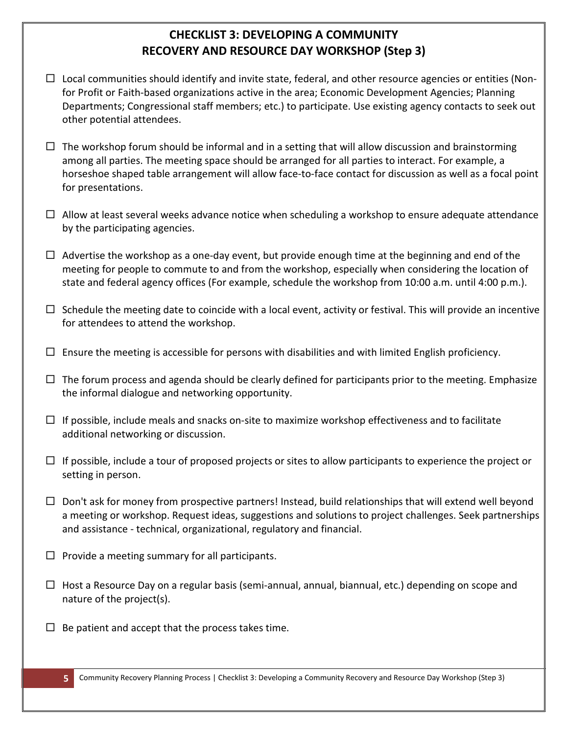# CHECKLIST 3: DEVELOPING A COMMUNITY RECOVERY AND RESOURCE DAY WORKSHOP (Step 3)

- ☐ Local communities should identify and invite state, federal, and other resource agencies or entities (Non-for Profit or Faith-based organizations active in the area; Economic Development Agencies; Planning Departments; Congressional staff members; etc.) to participate. Use existing agency contacts to seek out other potential attendees.

- ☐ The workshop forum should be informal and in a setting that will allow discussion and brainstorming among all parties. The meeting space should be arranged for all parties to interact. For example, a horseshoe shaped table arrangement will allow face-to-face contact for discussion as well as a focal point for presentations.

- ☐ Allow at least several weeks advance notice when scheduling a workshop to ensure adequate attendance by the participating agencies.

- ☐ Advertise the workshop as a one-day event, but provide enough time at the beginning and end of the meeting for people to commute to and from the workshop, especially when considering the location of state and federal agency offices (For example, schedule the workshop from 10:00 a.m. until 4:00 p.m.).

- ☐ Schedule the meeting date to coincide with a local event, activity or festival. This will provide an incentive for attendees to attend the workshop.

- ☐ Ensure the meeting is accessible for persons with disabilities and with limited English proficiency.

- ☐ The forum process and agenda should be clearly defined for participants prior to the meeting. Emphasize the informal dialogue and networking opportunity.

- ☐ If possible, include meals and snacks on-site to maximize workshop effectiveness and to facilitate additional networking or discussion.

- ☐ If possible, include a tour of proposed projects or sites to allow participants to experience the project or setting in person.

- ☐ Don't ask for money from prospective partners! Instead, build relationships that will extend well beyond a meeting or workshop. Request ideas, suggestions and solutions to project challenges. Seek partnerships and assistance - technical, organizational, regulatory and financial.

- ☐ Provide a meeting summary for all participants.

- ☐ Host a Resource Day on a regular basis (semi-annual, annual, biannual, etc.) depending on scope and nature of the project(s).

- ☐ Be patient and accept that the process takes time.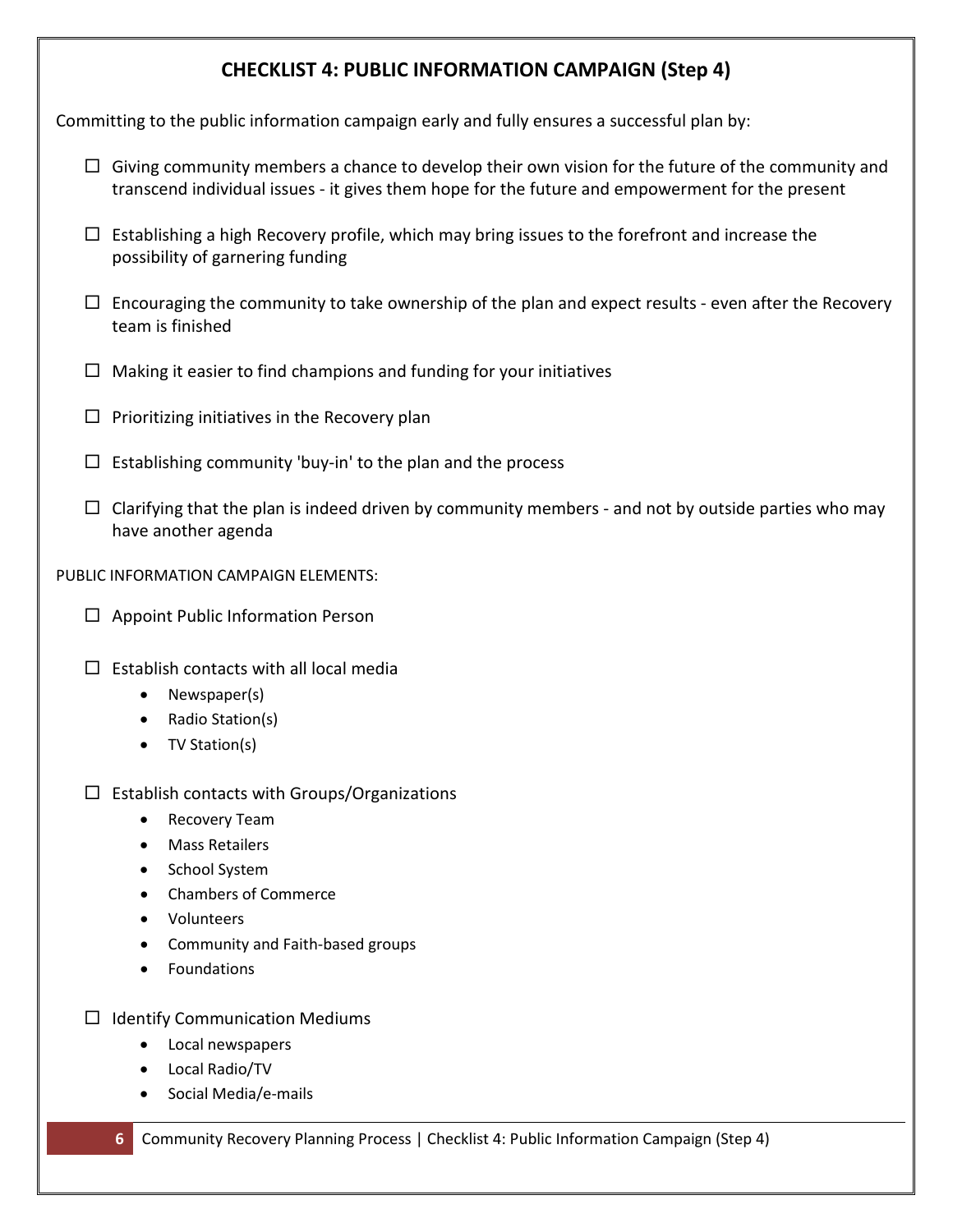## CHECKLIST 4: PUBLIC INFORMATION CAMPAIGN (Step 4)

Committing to the public information campaign early and fully ensures a successful plan by:

- ☐ Giving community members a chance to develop their own vision for the future of the community and transcend individual issues - it gives them hope for the future and empowerment for the present
- ☐ Establishing a high Recovery profile, which may bring issues to the forefront and increase the possibility of garnering funding
- ☐ Encouraging the community to take ownership of the plan and expect results - even after the Recovery team is finished
- ☐ Making it easier to find champions and funding for your initiatives
- ☐ Prioritizing initiatives in the Recovery plan
- ☐ Establishing community 'buy-in' to the plan and the process
- ☐ Clarifying that the plan is indeed driven by community members - and not by outside parties who may have another agenda

PUBLIC INFORMATION CAMPAIGN ELEMENTS:

- ☐ Appoint Public Information Person
- ☐ Establish contacts with all local media
  - Newspaper(s)
  - Radio Station(s)
  - TV Station(s)
- ☐ Establish contacts with Groups/Organizations
  - Recovery Team
  - Mass Retailers
  - School System
  - Chambers of Commerce
  - Volunteers
  - Community and Faith-based groups
  - Foundations
- ☐ Identify Communication Mediums
  - Local newspapers
  - Local Radio/TV
  - Social Media/e-mails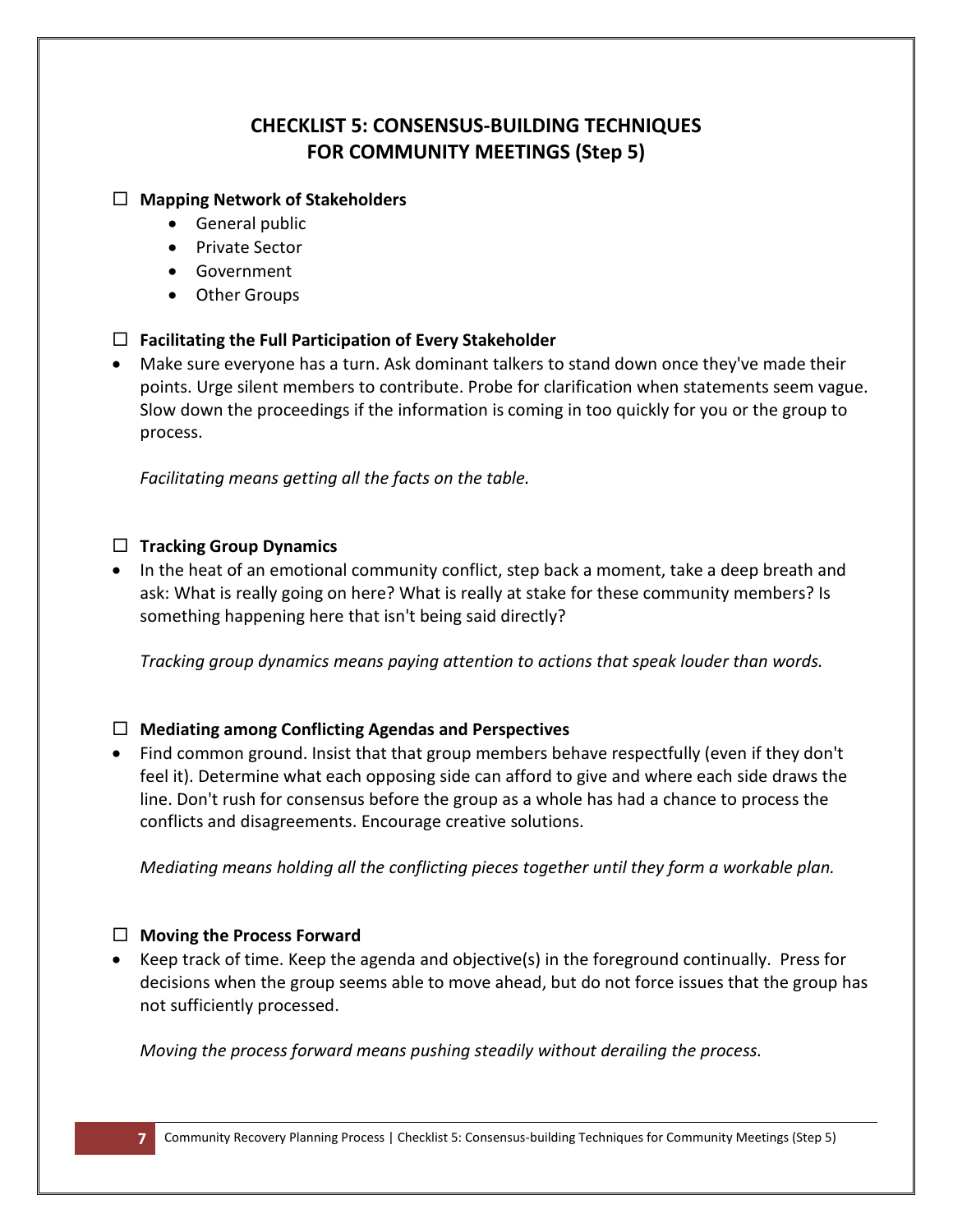# CHECKLIST 5: CONSENSUS-BUILDING TECHNIQUES FOR COMMUNITY MEETINGS (Step 5)

☐ **Mapping Network of Stakeholders**

- General public
- Private Sector
- Government
- Other Groups

☐ **Facilitating the Full Participation of Every Stakeholder**

- Make sure everyone has a turn. Ask dominant talkers to stand down once they've made their points. Urge silent members to contribute. Probe for clarification when statements seem vague. Slow down the proceedings if the information is coming in too quickly for you or the group to process.

  *Facilitating means getting all the facts on the table.*

☐ **Tracking Group Dynamics**

- In the heat of an emotional community conflict, step back a moment, take a deep breath and ask: What is really going on here? What is really at stake for these community members? Is something happening here that isn't being said directly?

  *Tracking group dynamics means paying attention to actions that speak louder than words.*

☐ **Mediating among Conflicting Agendas and Perspectives**

- Find common ground. Insist that that group members behave respectfully (even if they don't feel it). Determine what each opposing side can afford to give and where each side draws the line. Don't rush for consensus before the group as a whole has had a chance to process the conflicts and disagreements. Encourage creative solutions.

  *Mediating means holding all the conflicting pieces together until they form a workable plan.*

☐ **Moving the Process Forward**

- Keep track of time. Keep the agenda and objective(s) in the foreground continually. Press for decisions when the group seems able to move ahead, but do not force issues that the group has not sufficiently processed.

  *Moving the process forward means pushing steadily without derailing the process.*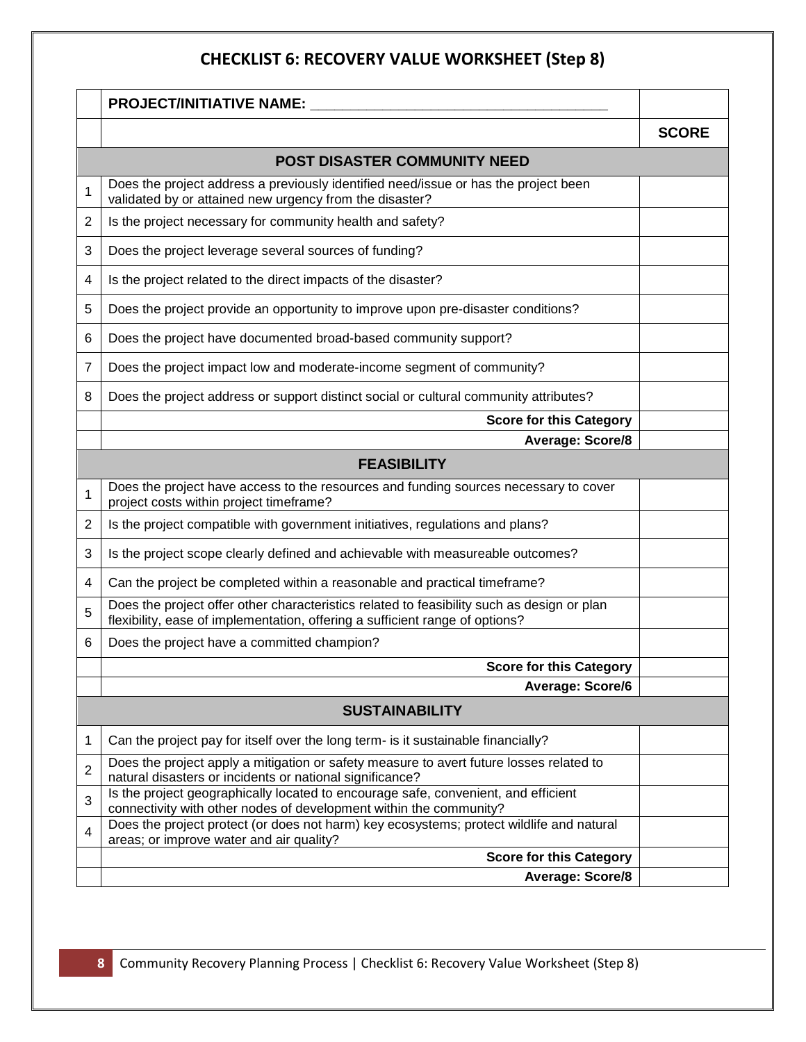# CHECKLIST 6: RECOVERY VALUE WORKSHEET (Step 8)

| | PROJECT/INITIATIVE NAME: ____________________________________ | |
|---|---|---|
| | | **SCORE** |
| | **POST DISASTER COMMUNITY NEED** | |
| 1 | Does the project address a previously identified need/issue or has the project been validated by or attained new urgency from the disaster? | |
| 2 | Is the project necessary for community health and safety? | |
| 3 | Does the project leverage several sources of funding? | |
| 4 | Is the project related to the direct impacts of the disaster? | |
| 5 | Does the project provide an opportunity to improve upon pre-disaster conditions? | |
| 6 | Does the project have documented broad-based community support? | |
| 7 | Does the project impact low and moderate-income segment of community? | |
| 8 | Does the project address or support distinct social or cultural community attributes? | |
| | **Score for this Category** | |
| | **Average: Score/8** | |
| | **FEASIBILITY** | |
| 1 | Does the project have access to the resources and funding sources necessary to cover project costs within project timeframe? | |
| 2 | Is the project compatible with government initiatives, regulations and plans? | |
| 3 | Is the project scope clearly defined and achievable with measureable outcomes? | |
| 4 | Can the project be completed within a reasonable and practical timeframe? | |
| 5 | Does the project offer other characteristics related to feasibility such as design or plan flexibility, ease of implementation, offering a sufficient range of options? | |
| 6 | Does the project have a committed champion? | |
| | **Score for this Category** | |
| | **Average: Score/6** | |
| | **SUSTAINABILITY** | |
| 1 | Can the project pay for itself over the long term- is it sustainable financially? | |
| 2 | Does the project apply a mitigation or safety measure to avert future losses related to natural disasters or incidents or national significance? | |
| 3 | Is the project geographically located to encourage safe, convenient, and efficient connectivity with other nodes of development within the community? | |
| 4 | Does the project protect (or does not harm) key ecosystems; protect wildlife and natural areas; or improve water and air quality? | |
| | **Score for this Category** | |
| | **Average: Score/8** | |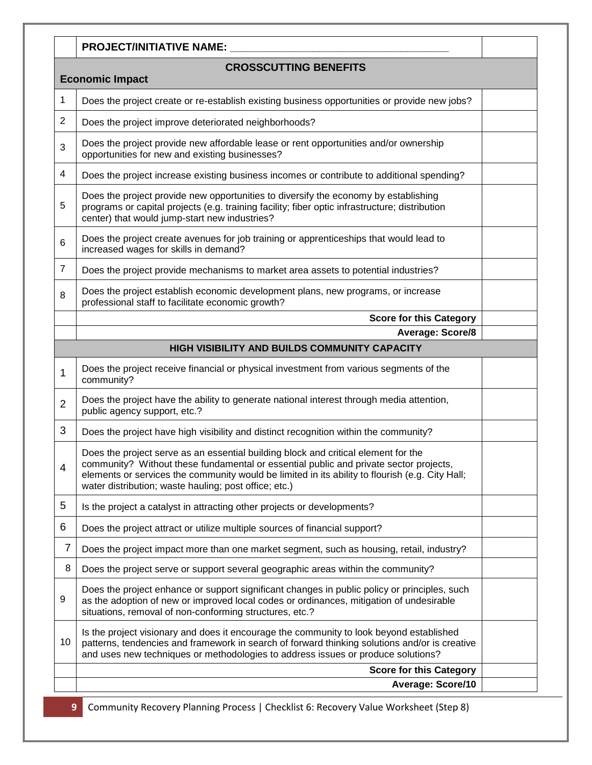| | **PROJECT/INITIATIVE NAME: ___________________________________** | |
|---|---|---|
| | **CROSSCUTTING BENEFITS** | |
| | **Economic Impact** | |
| 1 | Does the project create or re-establish existing business opportunities or provide new jobs? | |
| 2 | Does the project improve deteriorated neighborhoods? | |
| 3 | Does the project provide new affordable lease or rent opportunities and/or ownership opportunities for new and existing businesses? | |
| 4 | Does the project increase existing business incomes or contribute to additional spending? | |
| 5 | Does the project provide new opportunities to diversify the economy by establishing programs or capital projects (e.g. training facility; fiber optic infrastructure; distribution center) that would jump-start new industries? | |
| 6 | Does the project create avenues for job training or apprenticeships that would lead to increased wages for skills in demand? | |
| 7 | Does the project provide mechanisms to market area assets to potential industries? | |
| 8 | Does the project establish economic development plans, new programs, or increase professional staff to facilitate economic growth? | |
| | **Score for this Category** | |
| | **Average: Score/8** | |
| | **HIGH VISIBILITY AND BUILDS COMMUNITY CAPACITY** | |
| 1 | Does the project receive financial or physical investment from various segments of the community? | |
| 2 | Does the project have the ability to generate national interest through media attention, public agency support, etc.? | |
| 3 | Does the project have high visibility and distinct recognition within the community? | |
| 4 | Does the project serve as an essential building block and critical element for the community? Without these fundamental or essential public and private sector projects, elements or services the community would be limited in its ability to flourish (e.g. City Hall; water distribution; waste hauling; post office; etc.) | |
| 5 | Is the project a catalyst in attracting other projects or developments? | |
| 6 | Does the project attract or utilize multiple sources of financial support? | |
| 7 | Does the project impact more than one market segment, such as housing, retail, industry? | |
| 8 | Does the project serve or support several geographic areas within the community? | |
| 9 | Does the project enhance or support significant changes in public policy or principles, such as the adoption of new or improved local codes or ordinances, mitigation of undesirable situations, removal of non-conforming structures, etc.? | |
| 10 | Is the project visionary and does it encourage the community to look beyond established patterns, tendencies and framework in search of forward thinking solutions and/or is creative and uses new techniques or methodologies to address issues or produce solutions? | |
| | **Score for this Category** | |
| | **Average: Score/10** | |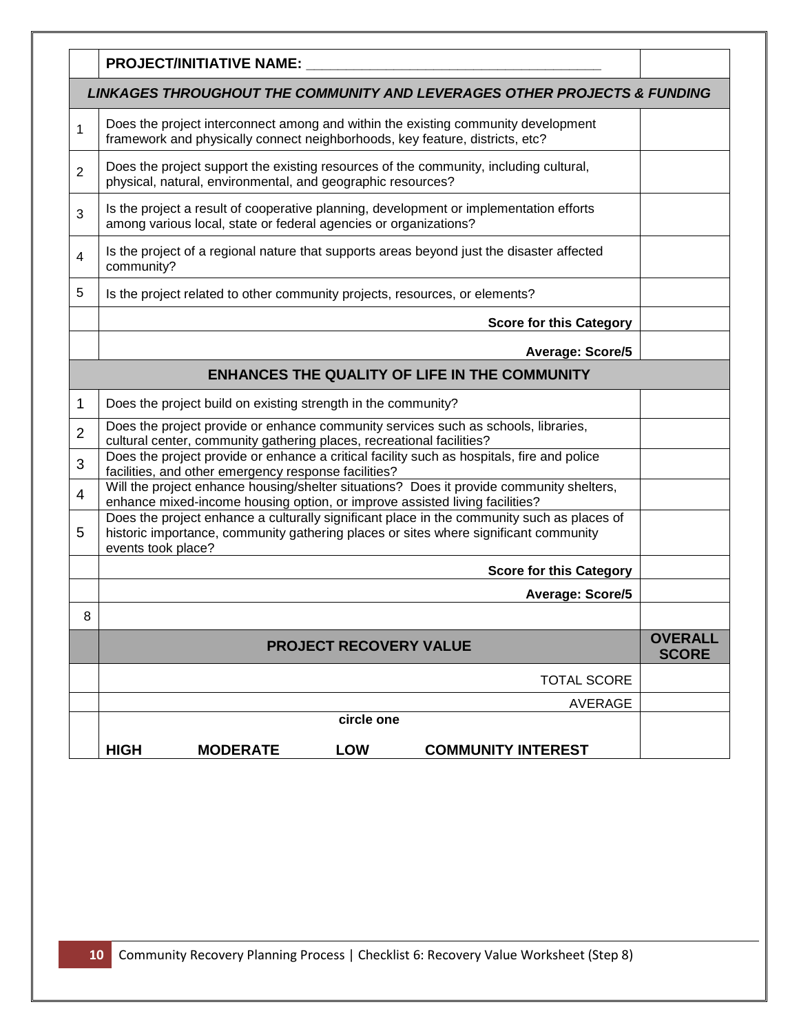| | **PROJECT/INITIATIVE NAME: ___________________________________** | |
|---|---|---|
| | ***LINKAGES THROUGHOUT THE COMMUNITY AND LEVERAGES OTHER PROJECTS & FUNDING*** | |
| 1 | Does the project interconnect among and within the existing community development framework and physically connect neighborhoods, key feature, districts, etc? | |
| 2 | Does the project support the existing resources of the community, including cultural, physical, natural, environmental, and geographic resources? | |
| 3 | Is the project a result of cooperative planning, development or implementation efforts among various local, state or federal agencies or organizations? | |
| 4 | Is the project of a regional nature that supports areas beyond just the disaster affected community? | |
| 5 | Is the project related to other community projects, resources, or elements? | |
| | **Score for this Category** | |
| | **Average: Score/5** | |
| | **ENHANCES THE QUALITY OF LIFE IN THE COMMUNITY** | |
| 1 | Does the project build on existing strength in the community? | |
| 2 | Does the project provide or enhance community services such as schools, libraries, cultural center, community gathering places, recreational facilities? | |
| 3 | Does the project provide or enhance a critical facility such as hospitals, fire and police facilities, and other emergency response facilities? | |
| 4 | Will the project enhance housing/shelter situations? Does it provide community shelters, enhance mixed-income housing option, or improve assisted living facilities? | |
| 5 | Does the project enhance a culturally significant place in the community such as places of historic importance, community gathering places or sites where significant community events took place? | |
| | **Score for this Category** | |
| | **Average: Score/5** | |
| 8 | | |
| | **PROJECT RECOVERY VALUE** | **OVERALL SCORE** |
| | TOTAL SCORE | |
| | AVERAGE | |
| | **circle one** <br> **HIGH** **MODERATE** **LOW** **COMMUNITY INTEREST** | |

Community Recovery Planning Process | Checklist 6: Recovery Value Worksheet (Step 8)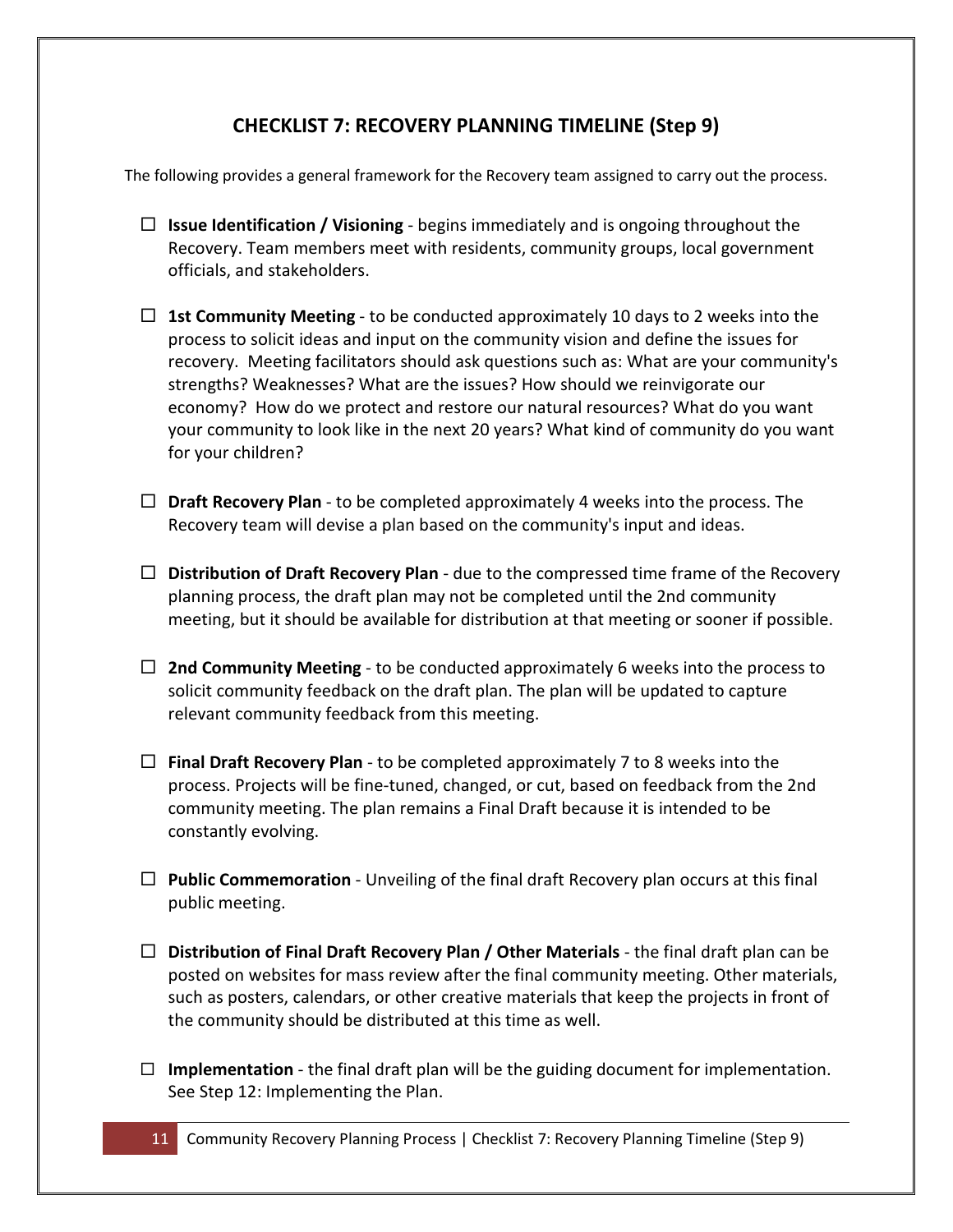## CHECKLIST 7: RECOVERY PLANNING TIMELINE (Step 9)

The following provides a general framework for the Recovery team assigned to carry out the process.

- ☐ **Issue Identification / Visioning** - begins immediately and is ongoing throughout the Recovery. Team members meet with residents, community groups, local government officials, and stakeholders.

- ☐ **1st Community Meeting** - to be conducted approximately 10 days to 2 weeks into the process to solicit ideas and input on the community vision and define the issues for recovery. Meeting facilitators should ask questions such as: What are your community's strengths? Weaknesses? What are the issues? How should we reinvigorate our economy? How do we protect and restore our natural resources? What do you want your community to look like in the next 20 years? What kind of community do you want for your children?

- ☐ **Draft Recovery Plan** - to be completed approximately 4 weeks into the process. The Recovery team will devise a plan based on the community's input and ideas.

- ☐ **Distribution of Draft Recovery Plan** - due to the compressed time frame of the Recovery planning process, the draft plan may not be completed until the 2nd community meeting, but it should be available for distribution at that meeting or sooner if possible.

- ☐ **2nd Community Meeting** - to be conducted approximately 6 weeks into the process to solicit community feedback on the draft plan. The plan will be updated to capture relevant community feedback from this meeting.

- ☐ **Final Draft Recovery Plan** - to be completed approximately 7 to 8 weeks into the process. Projects will be fine-tuned, changed, or cut, based on feedback from the 2nd community meeting. The plan remains a Final Draft because it is intended to be constantly evolving.

- ☐ **Public Commemoration** - Unveiling of the final draft Recovery plan occurs at this final public meeting.

- ☐ **Distribution of Final Draft Recovery Plan / Other Materials** - the final draft plan can be posted on websites for mass review after the final community meeting. Other materials, such as posters, calendars, or other creative materials that keep the projects in front of the community should be distributed at this time as well.

- ☐ **Implementation** - the final draft plan will be the guiding document for implementation. See Step 12: Implementing the Plan.